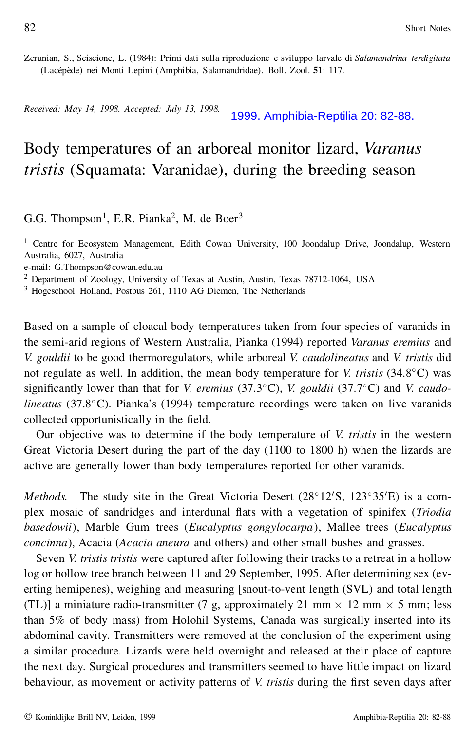Zerunian, S., Sciscione, L. (1984): Primi dati sulla riproduzione e sviluppo larvale di *Salamandrina terdigitata* (Lacépède) nei Monti Lepini (Amphibia, Salamandridae). Boll. Zool. **51**: 117.

*Received: May 14, 1998. Accepted: July 13, 1998.*

1999. Amphibia-Reptilia 20: 82-88.

# Body temperatures of an arboreal monitor lizard, *Varanus tristis* (Squamata: Varanidae), during the breeding season

G.G. Thompson[1], E.R. Pianka[2], M. de Boer[3]

[1] Centre for Ecosystem Management, Edith Cowan University, 100 Joondalup Drive, Joondalup, Western Australia, 6027, Australia
e-mail: G.Thompson@cowan.edu.au
[2] Department of Zoology, University of Texas at Austin, Austin, Texas 78712-1064, USA
[3] Hogeschool Holland, Postbus 261, 1110 AG Diemen, The Netherlands

Based on a sample of cloacal body temperatures taken from four species of varanids in the semi-arid regions of Western Australia, Pianka (1994) reported *Varanus eremius* and *V. gouldii* to be good thermoregulators, while arboreal *V. caudolineatus* and *V. tristis* did not regulate as well. In addition, the mean body temperature for *V. tristis* (34.8°C) was significantly lower than that for *V. eremius* (37.3°C), *V. gouldii* (37.7°C) and *V. caudolineatus* (37.8°C). Pianka's (1994) temperature recordings were taken on live varanids collected opportunistically in the field.

Our objective was to determine if the body temperature of *V. tristis* in the western Great Victoria Desert during the part of the day (1100 to 1800 h) when the lizards are active are generally lower than body temperatures reported for other varanids.

*Methods.* The study site in the Great Victoria Desert (28°12′S, 123°35′E) is a complex mosaic of sandridges and interdunal flats with a vegetation of spinifex (*Triodia basedowii*), Marble Gum trees (*Eucalyptus gongylocarpa*), Mallee trees (*Eucalyptus concinna*), Acacia (*Acacia aneura* and others) and other small bushes and grasses.

Seven *V. tristis tristis* were captured after following their tracks to a retreat in a hollow log or hollow tree branch between 11 and 29 September, 1995. After determining sex (everting hemipenes), weighing and measuring [snout-to-vent length (SVL) and total length (TL)] a miniature radio-transmitter (7 g, approximately 21 mm × 12 mm × 5 mm; less than 5% of body mass) from Holohil Systems, Canada was surgically inserted into its abdominal cavity. Transmitters were removed at the conclusion of the experiment using a similar procedure. Lizards were held overnight and released at their place of capture the next day. Surgical procedures and transmitters seemed to have little impact on lizard behaviour, as movement or activity patterns of *V. tristis* during the first seven days after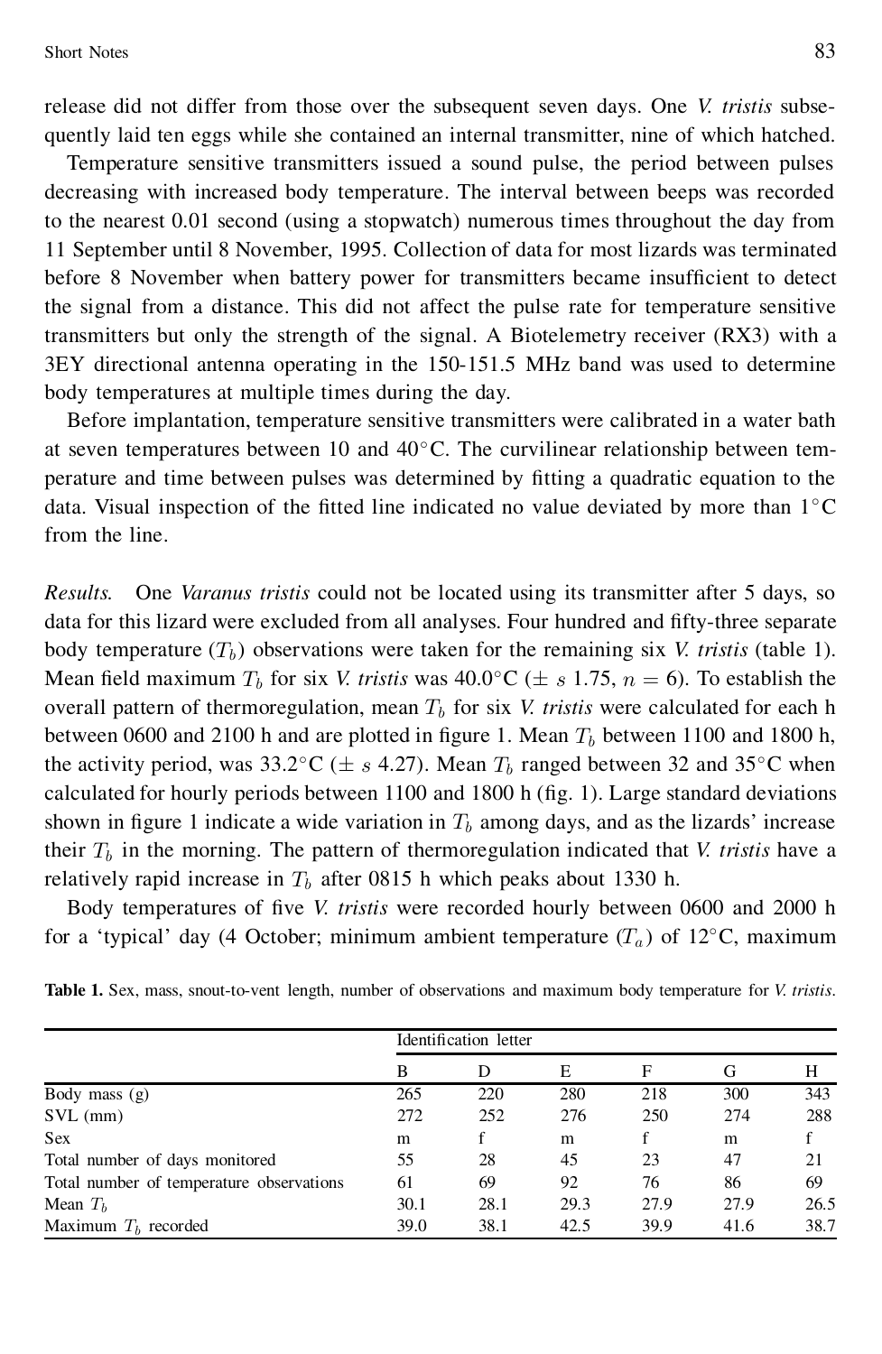release did not differ from those over the subsequent seven days. One *V. tristis* subsequently laid ten eggs while she contained an internal transmitter, nine of which hatched.

Temperature sensitive transmitters issued a sound pulse, the period between pulses decreasing with increased body temperature. The interval between beeps was recorded to the nearest 0.01 second (using a stopwatch) numerous times throughout the day from 11 September until 8 November, 1995. Collection of data for most lizards was terminated before 8 November when battery power for transmitters became insufficient to detect the signal from a distance. This did not affect the pulse rate for temperature sensitive transmitters but only the strength of the signal. A Biotelemetry receiver (RX3) with a 3EY directional antenna operating in the 150-151.5 MHz band was used to determine body temperatures at multiple times during the day.

Before implantation, temperature sensitive transmitters were calibrated in a water bath at seven temperatures between 10 and 40°C. The curvilinear relationship between temperature and time between pulses was determined by fitting a quadratic equation to the data. Visual inspection of the fitted line indicated no value deviated by more than 1°C from the line.

*Results.* One *Varanus tristis* could not be located using its transmitter after 5 days, so data for this lizard were excluded from all analyses. Four hundred and fifty-three separate body temperature ($T_b$) observations were taken for the remaining six *V. tristis* (table 1). Mean field maximum $T_b$ for six *V. tristis* was 40.0°C ($\pm$ $s$ 1.75, $n = 6$). To establish the overall pattern of thermoregulation, mean $T_b$ for six *V. tristis* were calculated for each h between 0600 and 2100 h and are plotted in figure 1. Mean $T_b$ between 1100 and 1800 h, the activity period, was 33.2°C ($\pm$ $s$ 4.27). Mean $T_b$ ranged between 32 and 35°C when calculated for hourly periods between 1100 and 1800 h (fig. 1). Large standard deviations shown in figure 1 indicate a wide variation in $T_b$ among days, and as the lizards' increase their $T_b$ in the morning. The pattern of thermoregulation indicated that *V. tristis* have a relatively rapid increase in $T_b$ after 0815 h which peaks about 1330 h.

Body temperatures of five *V. tristis* were recorded hourly between 0600 and 2000 h for a 'typical' day (4 October; minimum ambient temperature ($T_a$) of 12°C, maximum

**Table 1.** Sex, mass, snout-to-vent length, number of observations and maximum body temperature for *V. tristis*.

| | Identification letter | | | | | |
|---|---|---|---|---|---|---|
| | B | D | E | F | G | H |
| Body mass (g) | 265 | 220 | 280 | 218 | 300 | 343 |
| SVL (mm) | 272 | 252 | 276 | 250 | 274 | 288 |
| Sex | m | f | m | f | m | f |
| Total number of days monitored | 55 | 28 | 45 | 23 | 47 | 21 |
| Total number of temperature observations | 61 | 69 | 92 | 76 | 86 | 69 |
| Mean $T_b$ | 30.1 | 28.1 | 29.3 | 27.9 | 27.9 | 26.5 |
| Maximum $T_b$ recorded | 39.0 | 38.1 | 42.5 | 39.9 | 41.6 | 38.7 |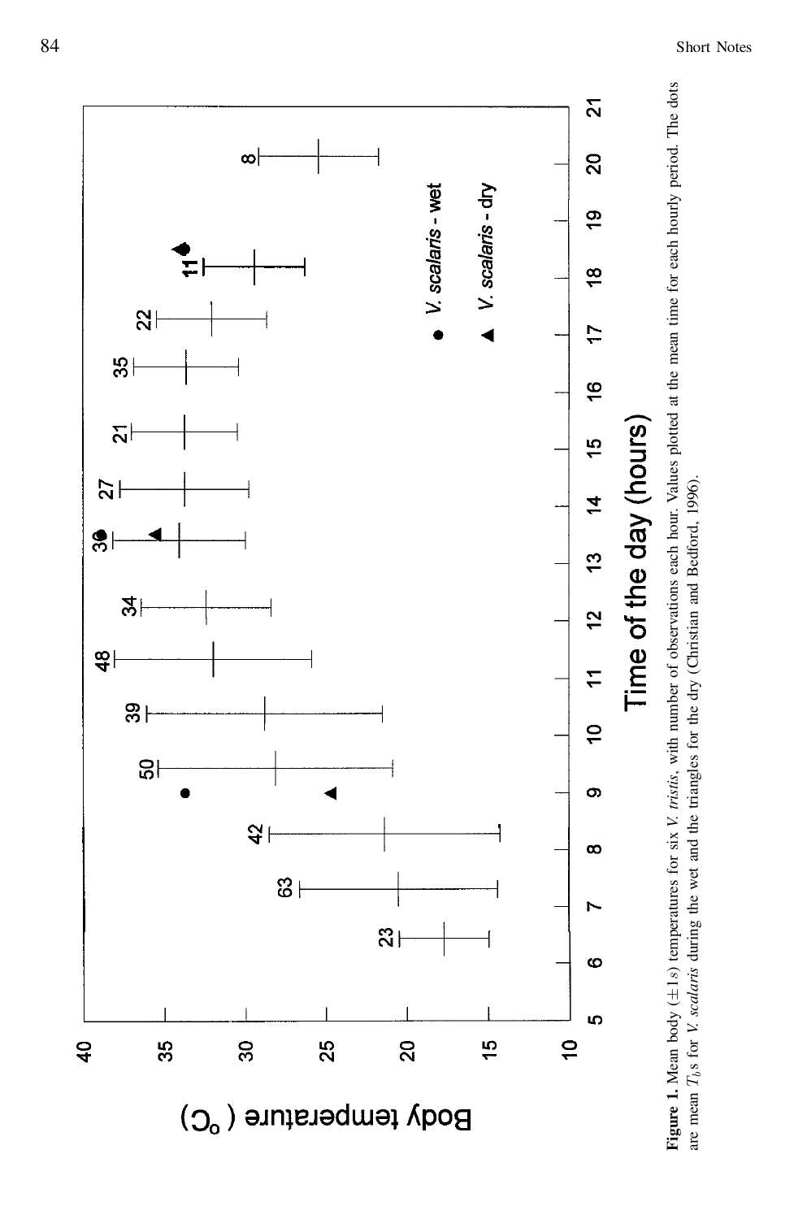**Figure 1.** Mean body (±1*s*) temperatures for six *V. tristis*, with number of observations each hour. Values plotted at the mean time for each hourly period. The dots are mean $T_b$s for *V. scalaris* during the wet and the triangles for the dry (Christian and Bedford, 1996).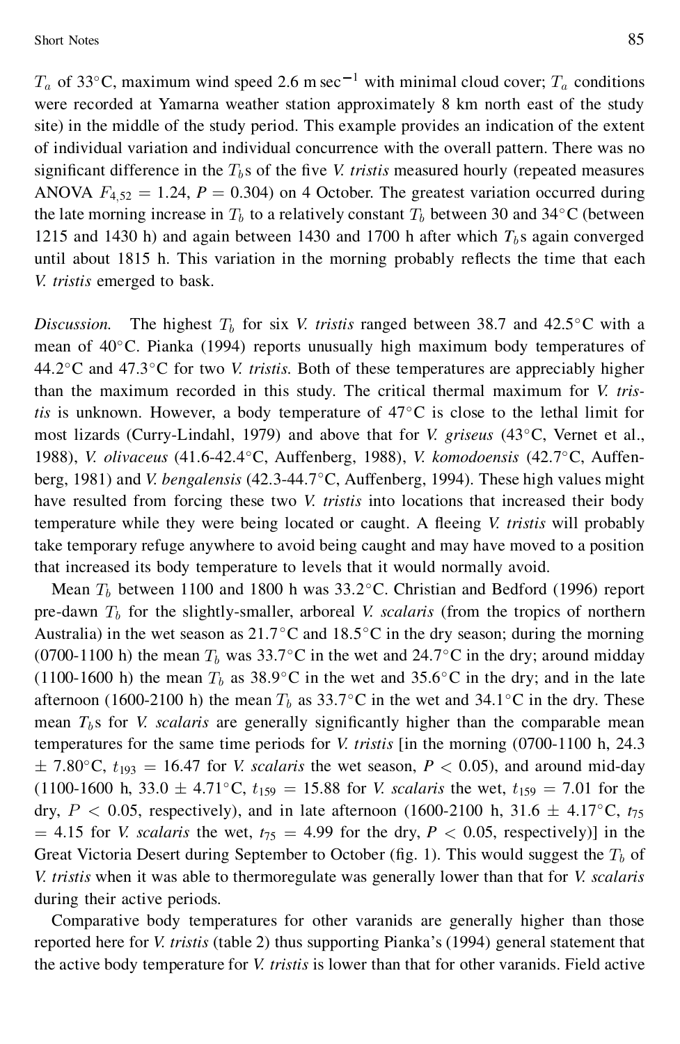$T_a$ of 33°C, maximum wind speed 2.6 m $sec^{-1}$ with minimal cloud cover; $T_a$ conditions were recorded at Yamarna weather station approximately 8 km north east of the study site) in the middle of the study period. This example provides an indication of the extent of individual variation and individual concurrence with the overall pattern. There was no significant difference in the $T_b$s of the five *V. tristis* measured hourly (repeated measures ANOVA $F_{4,52} = 1.24$, $P = 0.304$) on 4 October. The greatest variation occurred during the late morning increase in $T_b$ to a relatively constant $T_b$ between 30 and 34°C (between 1215 and 1430 h) and again between 1430 and 1700 h after which $T_b$s again converged until about 1815 h. This variation in the morning probably reflects the time that each *V. tristis* emerged to bask.

*Discussion.* The highest $T_b$ for six *V. tristis* ranged between 38.7 and 42.5°C with a mean of 40°C. Pianka (1994) reports unusually high maximum body temperatures of 44.2°C and 47.3°C for two *V. tristis*. Both of these temperatures are appreciably higher than the maximum recorded in this study. The critical thermal maximum for *V. tristis* is unknown. However, a body temperature of 47°C is close to the lethal limit for most lizards (Curry-Lindahl, 1979) and above that for *V. griseus* (43°C, Vernet et al., 1988), *V. olivaceus* (41.6-42.4°C, Auffenberg, 1988), *V. komodoensis* (42.7°C, Auffenberg, 1981) and *V. bengalensis* (42.3-44.7°C, Auffenberg, 1994). These high values might have resulted from forcing these two *V. tristis* into locations that increased their body temperature while they were being located or caught. A fleeing *V. tristis* will probably take temporary refuge anywhere to avoid being caught and may have moved to a position that increased its body temperature to levels that it would normally avoid.

Mean $T_b$ between 1100 and 1800 h was 33.2°C. Christian and Bedford (1996) report pre-dawn $T_b$ for the slightly-smaller, arboreal *V. scalaris* (from the tropics of northern Australia) in the wet season as 21.7°C and 18.5°C in the dry season; during the morning (0700-1100 h) the mean $T_b$ was 33.7°C in the wet and 24.7°C in the dry; around midday (1100-1600 h) the mean $T_b$ as 38.9°C in the wet and 35.6°C in the dry; and in the late afternoon (1600-2100 h) the mean $T_b$ as 33.7°C in the wet and 34.1°C in the dry. These mean $T_b$s for *V. scalaris* are generally significantly higher than the comparable mean temperatures for the same time periods for *V. tristis* [in the morning (0700-1100 h, 24.3 ± 7.80°C, $t_{193} = 16.47$ for *V. scalaris* the wet season, $P < 0.05$), and around mid-day (1100-1600 h, 33.0 ± 4.71°C, $t_{159} = 15.88$ for *V. scalaris* the wet, $t_{159} = 7.01$ for the dry, $P < 0.05$, respectively), and in late afternoon (1600-2100 h, 31.6 ± 4.17°C, $t_{75} = 4.15$ for *V. scalaris* the wet, $t_{75} = 4.99$ for the dry, $P < 0.05$, respectively)] in the Great Victoria Desert during September to October (fig. 1). This would suggest the $T_b$ of *V. tristis* when it was able to thermoregulate was generally lower than that for *V. scalaris* during their active periods.

Comparative body temperatures for other varanids are generally higher than those reported here for *V. tristis* (table 2) thus supporting Pianka's (1994) general statement that the active body temperature for *V. tristis* is lower than that for other varanids. Field active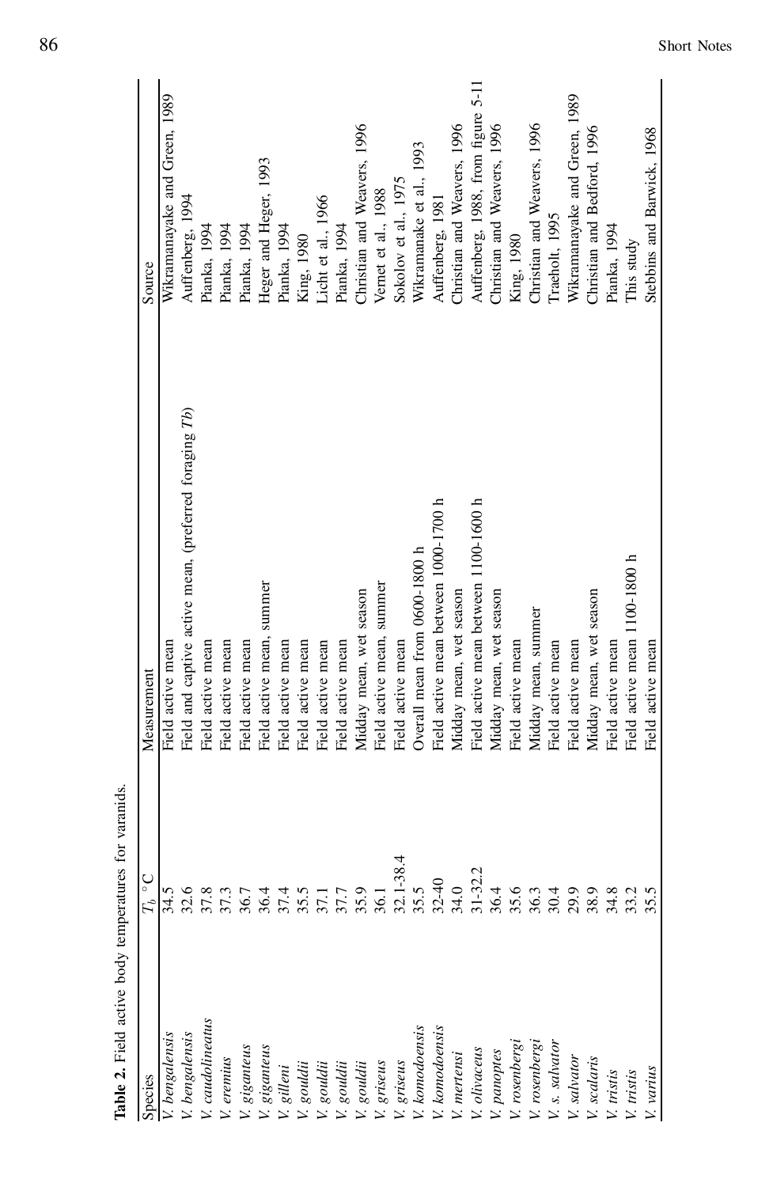**Table 2.** Field active body temperatures for varanids.

| Species | $T_b$ °C | Measurement | Source |
|---|---|---|---|
| *V. bengalensis* | 34.5 | Field active mean | Wikramanayake and Green, 1989 |
| *V. bengalensis* | 32.6 | Field and captive active mean, (preferred foraging *Tb*) | Auffenberg, 1994 |
| *V. caudolineatus* | 37.8 | Field active mean | Pianka, 1994 |
| *V. eremius* | 37.3 | Field active mean | Pianka, 1994 |
| *V. giganteus* | 36.7 | Field active mean | Pianka, 1994 |
| *V. giganteus* | 36.4 | Field active mean, summer | Heger and Heger, 1993 |
| *V. gilleni* | 37.4 | Field active mean | Pianka, 1994 |
| *V. gouldii* | 35.5 | Field active mean | King, 1980 |
| *V. gouldii* | 37.1 | Field active mean | Licht et al., 1966 |
| *V. gouldii* | 37.7 | Field active mean | Pianka, 1994 |
| *V. gouldii* | 35.9 | Midday mean, wet season | Christian and Weavers, 1996 |
| *V. griseus* | 36.1 | Field active mean, summer | Vernet et al., 1988 |
| *V. griseus* | 32.1-38.4 | Field active mean | Sokolov et al., 1975 |
| *V. komodoensis* | 35.5 | Overall mean from 0600-1800 h | Wikramanake et al., 1993 |
| *V. komodoensis* | 32-40 | Field active mean between 1000-1700 h | Auffenberg, 1981 |
| *V. mertensi* | 34.0 | Midday mean, wet season | Christian and Weavers, 1996 |
| *V. olivaceus* | 31-32.2 | Field active mean between 1100-1600 h | Auffenberg, 1988, from figure 5-11 |
| *V. panoptes* | 36.4 | Midday mean, wet season | Christian and Weavers, 1996 |
| *V. rosenbergi* | 35.6 | Field active mean | King, 1980 |
| *V. rosenbergi* | 36.3 | Midday mean, summer | Christian and Weavers, 1996 |
| *V. s. salvator* | 30.4 | Field active mean | Traeholt, 1995 |
| *V. salvator* | 29.9 | Field active mean | Wikramanayake and Green, 1989 |
| *V. scalaris* | 38.9 | Midday mean, wet season | Christian and Bedford, 1996 |
| *V. tristis* | 34.8 | Field active mean | Pianka, 1994 |
| *V. tristis* | 33.2 | Field active mean 1100-1800 h | This study |
| *V. varius* | 35.5 | Field active mean | Stebbins and Barwick, 1968 |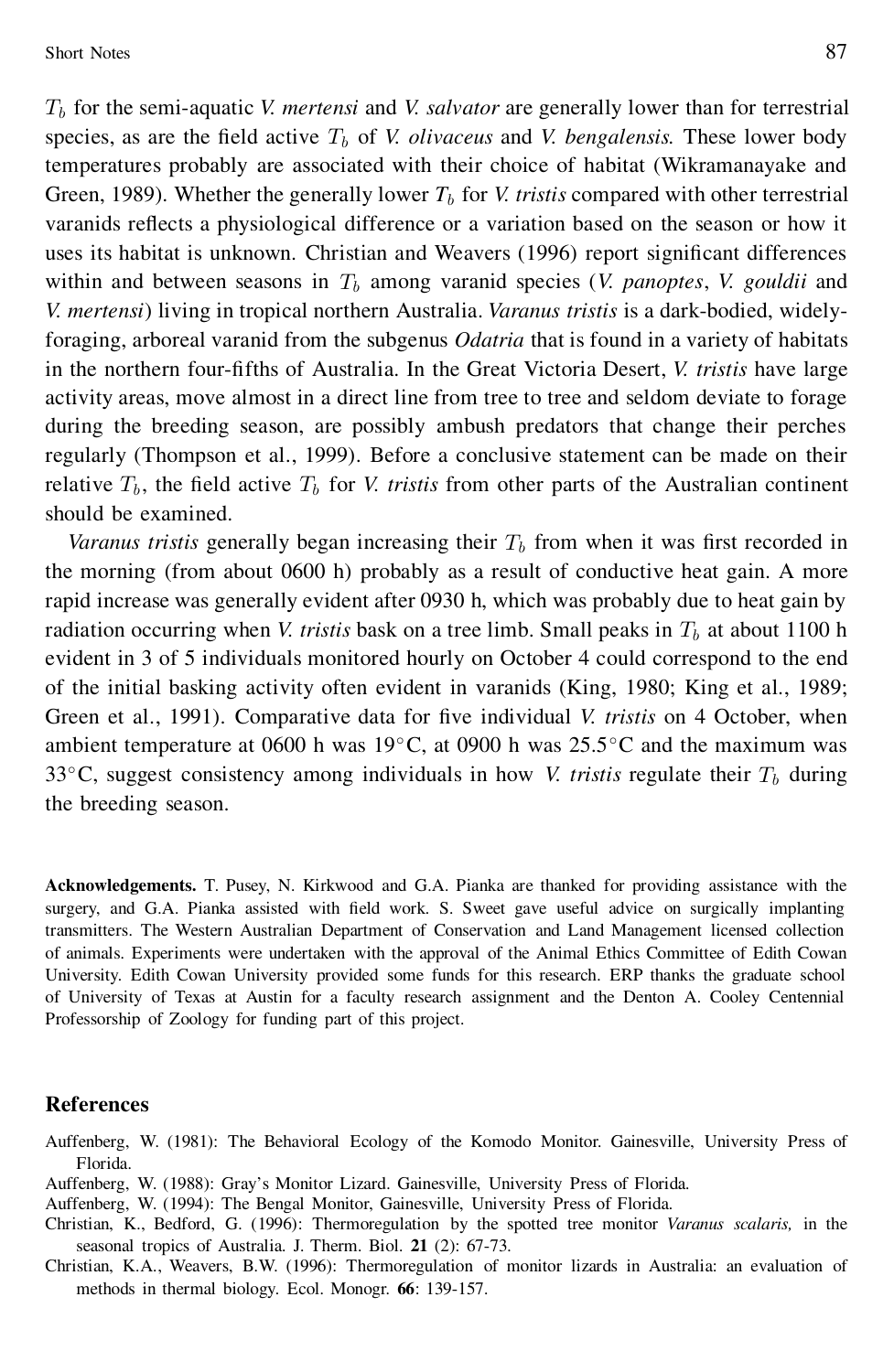$T_b$ for the semi-aquatic *V. mertensi* and *V. salvator* are generally lower than for terrestrial species, as are the field active $T_b$ of *V. olivaceus* and *V. bengalensis.* These lower body temperatures probably are associated with their choice of habitat (Wikramanayake and Green, 1989). Whether the generally lower $T_b$ for *V. tristis* compared with other terrestrial varanids reflects a physiological difference or a variation based on the season or how it uses its habitat is unknown. Christian and Weavers (1996) report significant differences within and between seasons in $T_b$ among varanid species (*V. panoptes*, *V. gouldii* and *V. mertensi*) living in tropical northern Australia. *Varanus tristis* is a dark-bodied, widely-foraging, arboreal varanid from the subgenus *Odatria* that is found in a variety of habitats in the northern four-fifths of Australia. In the Great Victoria Desert, *V. tristis* have large activity areas, move almost in a direct line from tree to tree and seldom deviate to forage during the breeding season, are possibly ambush predators that change their perches regularly (Thompson et al., 1999). Before a conclusive statement can be made on their relative $T_b$, the field active $T_b$ for *V. tristis* from other parts of the Australian continent should be examined.

*Varanus tristis* generally began increasing their $T_b$ from when it was first recorded in the morning (from about 0600 h) probably as a result of conductive heat gain. A more rapid increase was generally evident after 0930 h, which was probably due to heat gain by radiation occurring when *V. tristis* bask on a tree limb. Small peaks in $T_b$ at about 1100 h evident in 3 of 5 individuals monitored hourly on October 4 could correspond to the end of the initial basking activity often evident in varanids (King, 1980; King et al., 1989; Green et al., 1991). Comparative data for five individual *V. tristis* on 4 October, when ambient temperature at 0600 h was 19°C, at 0900 h was 25.5°C and the maximum was 33°C, suggest consistency among individuals in how *V. tristis* regulate their $T_b$ during the breeding season.

**Acknowledgements.** T. Pusey, N. Kirkwood and G.A. Pianka are thanked for providing assistance with the surgery, and G.A. Pianka assisted with field work. S. Sweet gave useful advice on surgically implanting transmitters. The Western Australian Department of Conservation and Land Management licensed collection of animals. Experiments were undertaken with the approval of the Animal Ethics Committee of Edith Cowan University. Edith Cowan University provided some funds for this research. ERP thanks the graduate school of University of Texas at Austin for a faculty research assignment and the Denton A. Cooley Centennial Professorship of Zoology for funding part of this project.

## References

Auffenberg, W. (1981): The Behavioral Ecology of the Komodo Monitor. Gainesville, University Press of Florida.

Auffenberg, W. (1988): Gray's Monitor Lizard. Gainesville, University Press of Florida.

Auffenberg, W. (1994): The Bengal Monitor, Gainesville, University Press of Florida.

Christian, K., Bedford, G. (1996): Thermoregulation by the spotted tree monitor *Varanus scalaris,* in the seasonal tropics of Australia. J. Therm. Biol. **21** (2): 67-73.

Christian, K.A., Weavers, B.W. (1996): Thermoregulation of monitor lizards in Australia: an evaluation of methods in thermal biology. Ecol. Monogr. **66**: 139-157.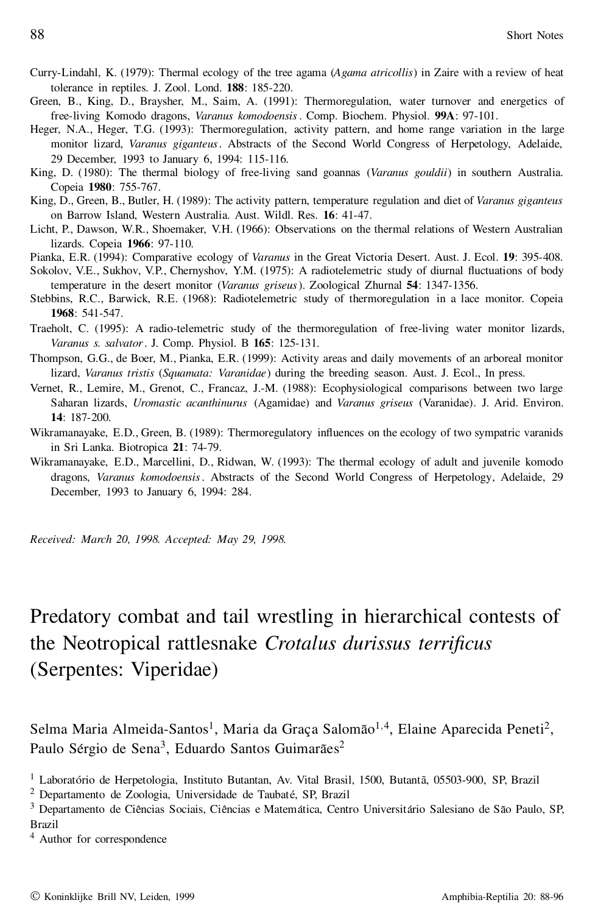Curry-Lindahl, K. (1979): Thermal ecology of the tree agama (*Agama atricollis*) in Zaire with a review of heat tolerance in reptiles. J. Zool. Lond. **188**: 185-220.

Green, B., King, D., Braysher, M., Saim, A. (1991): Thermoregulation, water turnover and energetics of free-living Komodo dragons, *Varanus komodoensis*. Comp. Biochem. Physiol. **99A**: 97-101.

Heger, N.A., Heger, T.G. (1993): Thermoregulation, activity pattern, and home range variation in the large monitor lizard, *Varanus giganteus*. Abstracts of the Second World Congress of Herpetology, Adelaide, 29 December, 1993 to January 6, 1994: 115-116.

King, D. (1980): The thermal biology of free-living sand goannas (*Varanus gouldii*) in southern Australia. Copeia **1980**: 755-767.

King, D., Green, B., Butler, H. (1989): The activity pattern, temperature regulation and diet of *Varanus giganteus* on Barrow Island, Western Australia. Aust. Wildl. Res. **16**: 41-47.

Licht, P., Dawson, W.R., Shoemaker, V.H. (1966): Observations on the thermal relations of Western Australian lizards. Copeia **1966**: 97-110.

Pianka, E.R. (1994): Comparative ecology of *Varanus* in the Great Victoria Desert. Aust. J. Ecol. **19**: 395-408.

Sokolov, V.E., Sukhov, V.P., Chernyshov, Y.M. (1975): A radiotelemetric study of diurnal fluctuations of body temperature in the desert monitor (*Varanus griseus*). Zoological Zhurnal **54**: 1347-1356.

Stebbins, R.C., Barwick, R.E. (1968): Radiotelemetric study of thermoregulation in a lace monitor. Copeia **1968**: 541-547.

Traeholt, C. (1995): A radio-telemetric study of the thermoregulation of free-living water monitor lizards, *Varanus s. salvator*. J. Comp. Physiol. B **165**: 125-131.

Thompson, G.G., de Boer, M., Pianka, E.R. (1999): Activity areas and daily movements of an arboreal monitor lizard, *Varanus tristis* (*Squamata: Varanidae*) during the breeding season. Aust. J. Ecol., In press.

Vernet, R., Lemire, M., Grenot, C., Francaz, J.-M. (1988): Ecophysiological comparisons between two large Saharan lizards, *Uromastic acanthinurus* (Agamidae) and *Varanus griseus* (Varanidae). J. Arid. Environ. **14**: 187-200.

Wikramanayake, E.D., Green, B. (1989): Thermoregulatory influences on the ecology of two sympatric varanids in Sri Lanka. Biotropica **21**: 74-79.

Wikramanayake, E.D., Marcellini, D., Ridwan, W. (1993): The thermal ecology of adult and juvenile komodo dragons, *Varanus komodoensis*. Abstracts of the Second World Congress of Herpetology, Adelaide, 29 December, 1993 to January 6, 1994: 284.

*Received: March 20, 1998. Accepted: May 29, 1998.*

# Predatory combat and tail wrestling in hierarchical contests of the Neotropical rattlesnake *Crotalus durissus terrificus* (Serpentes: Viperidae)

Selma Maria Almeida-Santos[1], Maria da Graça Salomão[1,4], Elaine Aparecida Peneti[2], Paulo Sérgio de Sena[3], Eduardo Santos Guimarães[2]

[1] Laboratório de Herpetologia, Instituto Butantan, Av. Vital Brasil, 1500, Butantã, 05503-900, SP, Brazil

[2] Departamento de Zoologia, Universidade de Taubaté, SP, Brazil

[3] Departamento de Ciências Sociais, Ciências e Matemática, Centro Universitário Salesiano de São Paulo, SP, Brazil

[4] Author for correspondence

© Koninklijke Brill NV, Leiden, 1999